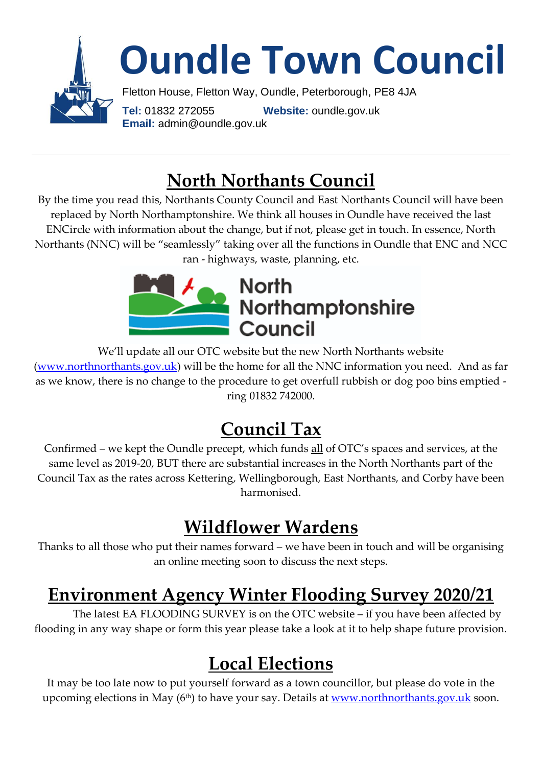# Oundle Town Council

Fletton House, Fletton Way, Oundle, Peterborough, PE8 4JA

**Tel:** 01832 272055 **Website:** oundle.gov.uk
**Email:** admin@oundle.gov.uk

---

## North Northants Council

By the time you read this, Northants County Council and East Northants Council will have been replaced by North Northamptonshire. We think all houses in Oundle have received the last ENCircle with information about the change, but if not, please get in touch. In essence, North Northants (NNC) will be "seamlessly" taking over all the functions in Oundle that ENC and NCC ran - highways, waste, planning, etc.

North Northamptonshire Council

We'll update all our OTC website but the new North Northants website (www.northnorthants.gov.uk) will be the home for all the NNC information you need. And as far as we know, there is no change to the procedure to get overfull rubbish or dog poo bins emptied - ring 01832 742000.

## Council Tax

Confirmed – we kept the Oundle precept, which funds all of OTC's spaces and services, at the same level as 2019-20, BUT there are substantial increases in the North Northants part of the Council Tax as the rates across Kettering, Wellingborough, East Northants, and Corby have been harmonised.

## Wildflower Wardens

Thanks to all those who put their names forward – we have been in touch and will be organising an online meeting soon to discuss the next steps.

## Environment Agency Winter Flooding Survey 2020/21

The latest EA FLOODING SURVEY is on the OTC website – if you have been affected by flooding in any way shape or form this year please take a look at it to help shape future provision.

## Local Elections

It may be too late now to put yourself forward as a town councillor, but please do vote in the upcoming elections in May (6th) to have your say. Details at www.northnorthants.gov.uk soon.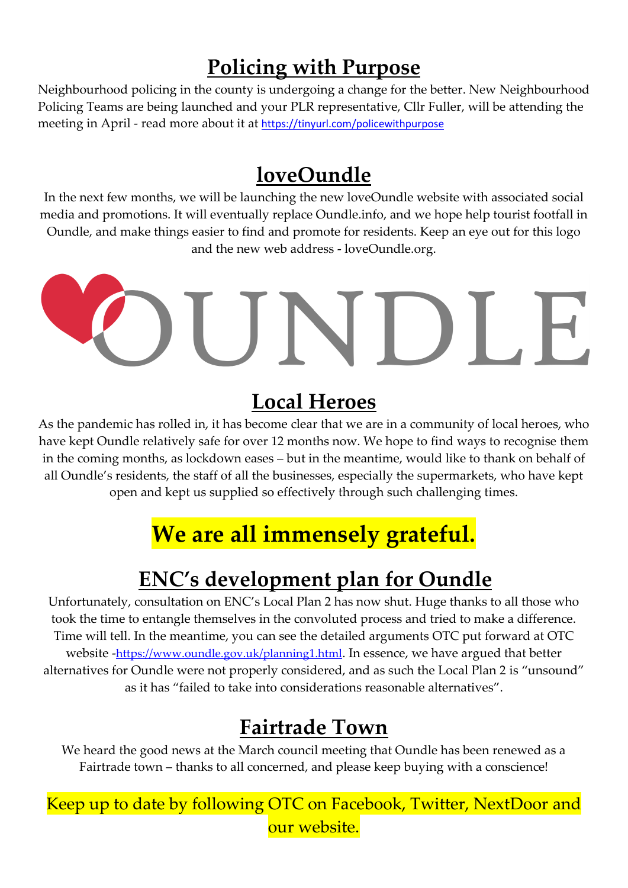## Policing with Purpose

Neighbourhood policing in the county is undergoing a change for the better. New Neighbourhood Policing Teams are being launched and your PLR representative, Cllr Fuller, will be attending the meeting in April - read more about it at https://tinyurl.com/policewithpurpose

## loveOundle

In the next few months, we will be launching the new loveOundle website with associated social media and promotions. It will eventually replace Oundle.info, and we hope help tourist footfall in Oundle, and make things easier to find and promote for residents. Keep an eye out for this logo and the new web address - loveOundle.org.

OUNDLE

## Local Heroes

As the pandemic has rolled in, it has become clear that we are in a community of local heroes, who have kept Oundle relatively safe for over 12 months now. We hope to find ways to recognise them in the coming months, as lockdown eases – but in the meantime, would like to thank on behalf of all Oundle's residents, the staff of all the businesses, especially the supermarkets, who have kept open and kept us supplied so effectively through such challenging times.

**We are all immensely grateful.**

## ENC's development plan for Oundle

Unfortunately, consultation on ENC's Local Plan 2 has now shut. Huge thanks to all those who took the time to entangle themselves in the convoluted process and tried to make a difference. Time will tell. In the meantime, you can see the detailed arguments OTC put forward at OTC website -https://www.oundle.gov.uk/planning1.html. In essence, we have argued that better alternatives for Oundle were not properly considered, and as such the Local Plan 2 is "unsound" as it has "failed to take into considerations reasonable alternatives".

## Fairtrade Town

We heard the good news at the March council meeting that Oundle has been renewed as a Fairtrade town – thanks to all concerned, and please keep buying with a conscience!

Keep up to date by following OTC on Facebook, Twitter, NextDoor and our website.